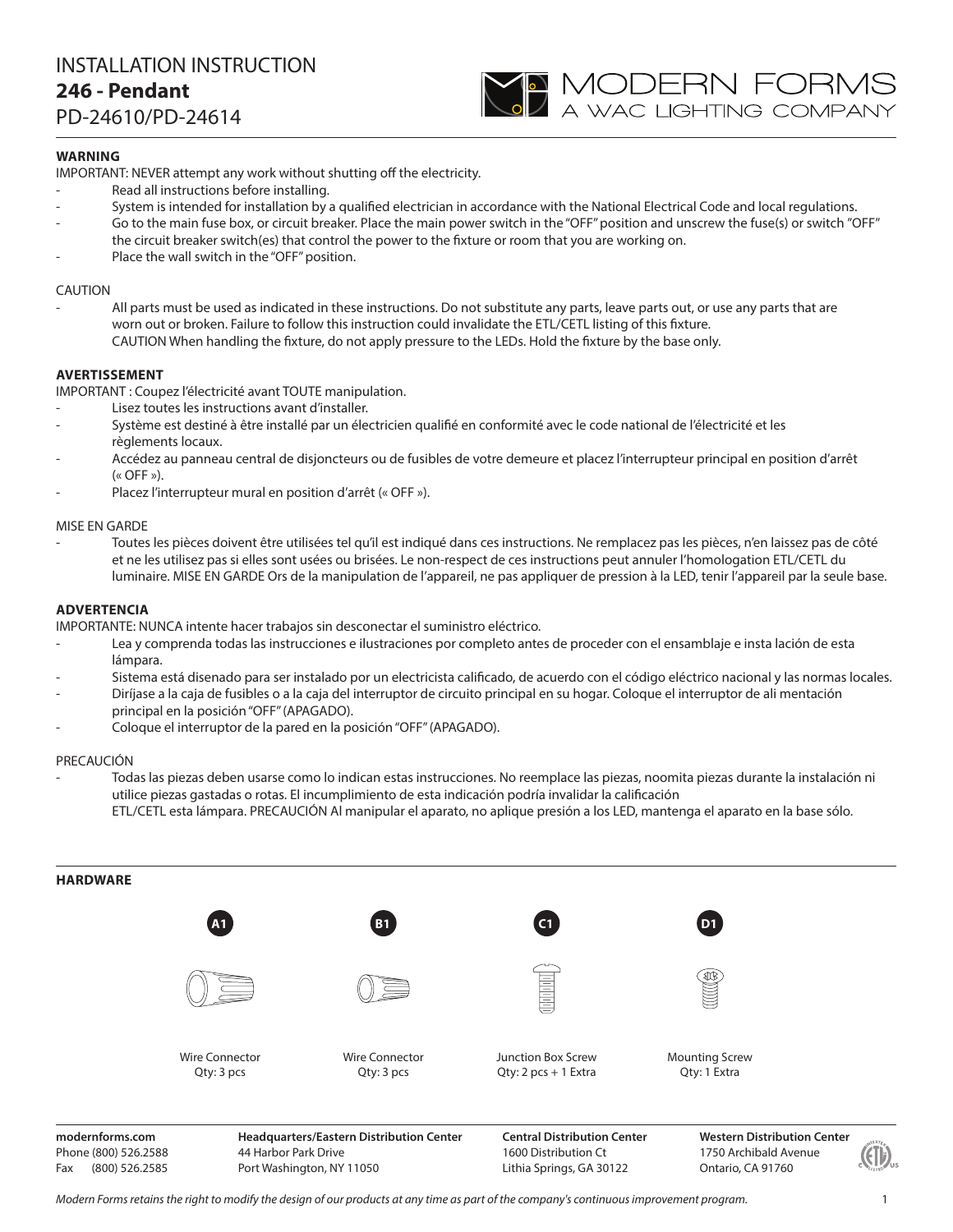# INSTALLATION INSTRUCTION

## 246 - Pendant

PD-24610/PD-24614

MODERN FORMS
A WAC LIGHTING COMPANY

**WARNING**

IMPORTANT: NEVER attempt any work without shutting off the electricity.

- Read all instructions before installing.
- System is intended for installation by a qualified electrician in accordance with the National Electrical Code and local regulations.
- Go to the main fuse box, or circuit breaker. Place the main power switch in the "OFF" position and unscrew the fuse(s) or switch "OFF" the circuit breaker switch(es) that control the power to the fixture or room that you are working on.
- Place the wall switch in the "OFF" position.

CAUTION

- All parts must be used as indicated in these instructions. Do not substitute any parts, leave parts out, or use any parts that are worn out or broken. Failure to follow this instruction could invalidate the ETL/CETL listing of this fixture.
  CAUTION When handling the fixture, do not apply pressure to the LEDs. Hold the fixture by the base only.

**AVERTISSEMENT**

IMPORTANT : Coupez l'électricité avant TOUTE manipulation.

- Lisez toutes les instructions avant d'installer.
- Système est destiné à être installé par un électricien qualifié en conformité avec le code national de l'électricité et les règlements locaux.
- Accédez au panneau central de disjoncteurs ou de fusibles de votre demeure et placez l'interrupteur principal en position d'arrêt (« OFF »).
- Placez l'interrupteur mural en position d'arrêt (« OFF »).

MISE EN GARDE

- Toutes les pièces doivent être utilisées tel qu'il est indiqué dans ces instructions. Ne remplacez pas les pièces, n'en laissez pas de côté et ne les utilisez pas si elles sont usées ou brisées. Le non-respect de ces instructions peut annuler l'homologation ETL/CETL du luminaire. MISE EN GARDE Ors de la manipulation de l'appareil, ne pas appliquer de pression à la LED, tenir l'appareil par la seule base.

**ADVERTENCIA**

IMPORTANTE: NUNCA intente hacer trabajos sin desconectar el suministro eléctrico.

- Lea y comprenda todas las instrucciones e ilustraciones por completo antes de proceder con el ensamblaje e insta lación de esta lámpara.
- Sistema está disenado para ser instalado por un electricista calificado, de acuerdo con el código eléctrico nacional y las normas locales.
- Diríjase a la caja de fusibles o a la caja del interruptor de circuito principal en su hogar. Coloque el interruptor de ali mentación principal en la posición "OFF" (APAGADO).
- Coloque el interruptor de la pared en la posición "OFF" (APAGADO).

PRECAUCIÓN

- Todas las piezas deben usarse como lo indican estas instrucciones. No reemplace las piezas, noomita piezas durante la instalación ni utilice piezas gastadas o rotas. El incumplimiento de esta indicación podría invalidar la calificación ETL/CETL esta lámpara. PRECAUCIÓN Al manipular el aparato, no aplique presión a los LED, mantenga el aparato en la base sólo.

**HARDWARE**

| A1 | B1 | C1 | D1 |
|---|---|---|---|
| Wire Connector<br>Qty: 3 pcs | Wire Connector<br>Qty: 3 pcs | Junction Box Screw<br>Qty: 2 pcs + 1 Extra | Mounting Screw<br>Qty: 1 Extra |

**modernforms.com**
Phone (800) 526.2588
Fax (800) 526.2585

**Headquarters/Eastern Distribution Center**
44 Harbor Park Drive
Port Washington, NY 11050

**Central Distribution Center**
1600 Distribution Ct
Lithia Springs, GA 30122

**Western Distribution Center**
1750 Archibald Avenue
Ontario, CA 91760

*Modern Forms retains the right to modify the design of our products at any time as part of the company's continuous improvement program.*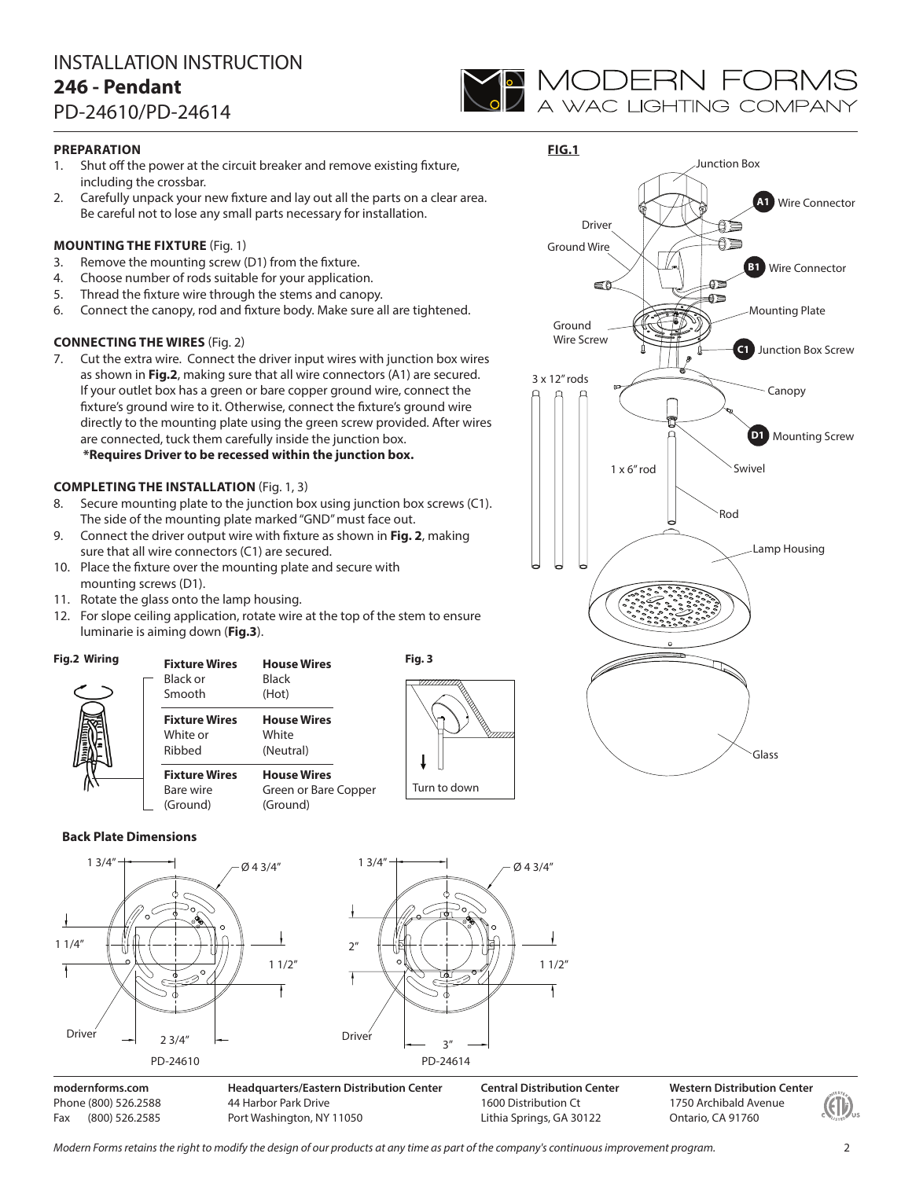# INSTALLATION INSTRUCTION

## 246 - Pendant

PD-24610/PD-24614

MODERN FORMS
A WAC LIGHTING COMPANY

### PREPARATION

1. Shut off the power at the circuit breaker and remove existing fixture, including the crossbar.
2. Carefully unpack your new fixture and lay out all the parts on a clear area. Be careful not to lose any small parts necessary for installation.

### MOUNTING THE FIXTURE (Fig. 1)

3. Remove the mounting screw (D1) from the fixture.
4. Choose number of rods suitable for your application.
5. Thread the fixture wire through the stems and canopy.
6. Connect the canopy, rod and fixture body. Make sure all are tightened.

### CONNECTING THE WIRES (Fig. 2)

7. Cut the extra wire. Connect the driver input wires with junction box wires as shown in **Fig.2**, making sure that all wire connectors (A1) are secured. If your outlet box has a green or bare copper ground wire, connect the fixture's ground wire to it. Otherwise, connect the fixture's ground wire directly to the mounting plate using the green screw provided. After wires are connected, tuck them carefully inside the junction box.
   **\*Requires Driver to be recessed within the junction box.**

### COMPLETING THE INSTALLATION (Fig. 1, 3)

8. Secure mounting plate to the junction box using junction box screws (C1). The side of the mounting plate marked "GND" must face out.
9. Connect the driver output wire with fixture as shown in **Fig. 2**, making sure that all wire connectors (C1) are secured.
10. Place the fixture over the mounting plate and secure with mounting screws (D1).
11. Rotate the glass onto the lamp housing.
12. For slope ceiling application, rotate wire at the top of the stem to ensure luminarie is aiming down (**Fig.3**).

**Fig.2 Wiring**

| Fixture Wires | House Wires |
|---|---|
| Black or Smooth | Black (Hot) |
| White or Ribbed | White (Neutral) |
| Bare wire (Ground) | Green or Bare Copper (Ground) |

**Fig. 3**

Turn to down

**FIG.1**

Junction Box
A1 Wire Connector
Driver
Ground Wire
B1 Wire Connector
Mounting Plate
Ground Wire Screw
C1 Junction Box Screw
3 x 12" rods
Canopy
D1 Mounting Screw
1 x 6" rod
Swivel
Rod
Lamp Housing
Glass

**Back Plate Dimensions**

PD-24610: 1 3/4", Ø 4 3/4", 1 1/4", 1 1/2", 2 3/4", Driver

PD-24614: 1 3/4", Ø 4 3/4", 2", 1 1/2", 3", Driver

**modernforms.com**
Phone (800) 526.2588
Fax (800) 526.2585

**Headquarters/Eastern Distribution Center**
44 Harbor Park Drive
Port Washington, NY 11050

**Central Distribution Center**
1600 Distribution Ct
Lithia Springs, GA 30122

**Western Distribution Center**
1750 Archibald Avenue
Ontario, CA 91760

*Modern Forms retains the right to modify the design of our products at any time as part of the company's continuous improvement program.*